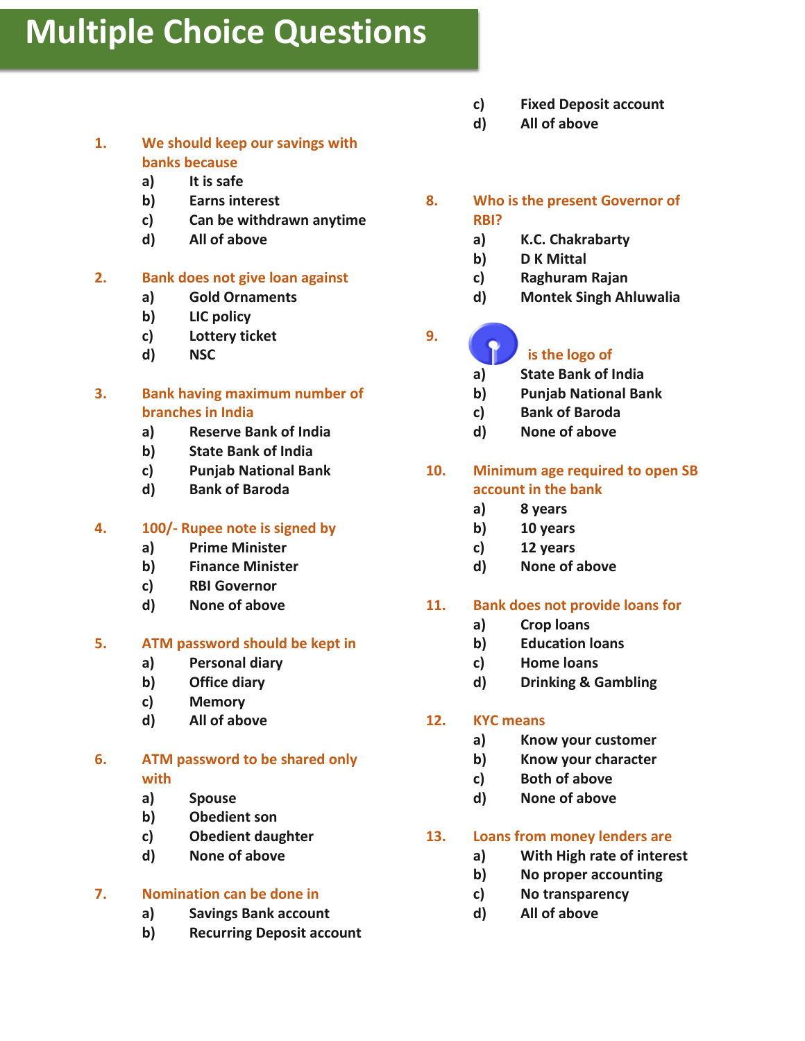# Multiple Choice Questions

1. We should keep our savings with banks because
   - a) It is safe
   - b) Earns interest
   - c) Can be withdrawn anytime
   - d) All of above

2. Bank does not give loan against
   - a) Gold Ornaments
   - b) LIC policy
   - c) Lottery ticket
   - d) NSC

3. Bank having maximum number of branches in India
   - a) Reserve Bank of India
   - b) State Bank of India
   - c) Punjab National Bank
   - d) Bank of Baroda

4. 100/- Rupee note is signed by
   - a) Prime Minister
   - b) Finance Minister
   - c) RBI Governor
   - d) None of above

5. ATM password should be kept in
   - a) Personal diary
   - b) Office diary
   - c) Memory
   - d) All of above

6. ATM password to be shared only with
   - a) Spouse
   - b) Obedient son
   - c) Obedient daughter
   - d) None of above

7. Nomination can be done in
   - a) Savings Bank account
   - b) Recurring Deposit account
   - c) Fixed Deposit account
   - d) All of above

8. Who is the present Governor of RBI?
   - a) K.C. Chakrabarty
   - b) D K Mittal
   - c) Raghuram Rajan
   - d) Montek Singh Ahluwalia

9. is the logo of
   - a) State Bank of India
   - b) Punjab National Bank
   - c) Bank of Baroda
   - d) None of above

10. Minimum age required to open SB account in the bank
    - a) 8 years
    - b) 10 years
    - c) 12 years
    - d) None of above

11. Bank does not provide loans for
    - a) Crop loans
    - b) Education loans
    - c) Home loans
    - d) Drinking & Gambling

12. KYC means
    - a) Know your customer
    - b) Know your character
    - c) Both of above
    - d) None of above

13. Loans from money lenders are
    - a) With High rate of interest
    - b) No proper accounting
    - c) No transparency
    - d) All of above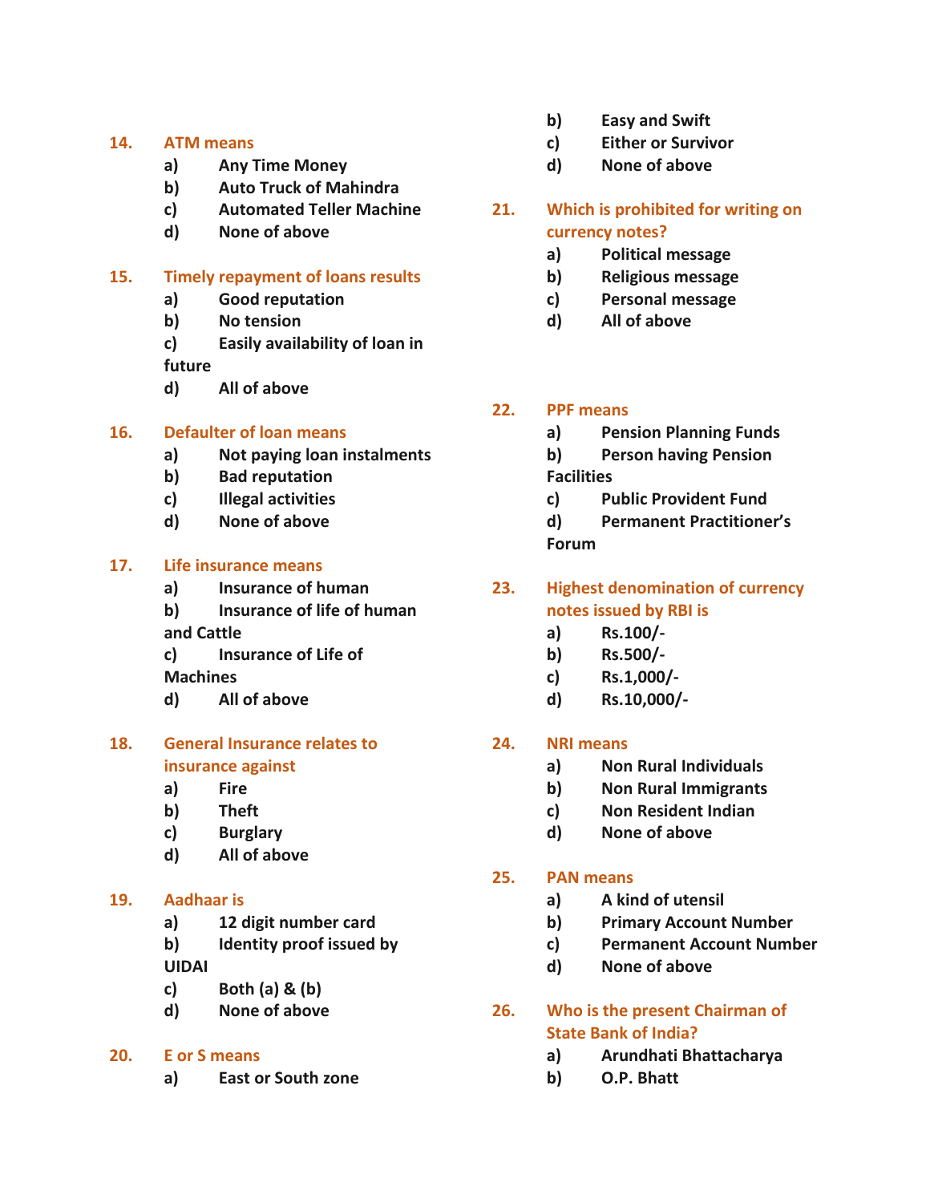**14. ATM means**

a) Any Time Money
b) Auto Truck of Mahindra
c) Automated Teller Machine
d) None of above

**15. Timely repayment of loans results**

a) Good reputation
b) No tension
c) Easily availability of loan in future
d) All of above

**16. Defaulter of loan means**

a) Not paying loan instalments
b) Bad reputation
c) Illegal activities
d) None of above

**17. Life insurance means**

a) Insurance of human
b) Insurance of life of human and Cattle
c) Insurance of Life of Machines
d) All of above

**18. General Insurance relates to insurance against**

a) Fire
b) Theft
c) Burglary
d) All of above

**19. Aadhaar is**

a) 12 digit number card
b) Identity proof issued by UIDAI
c) Both (a) & (b)
d) None of above

**20. E or S means**

a) East or South zone
b) Easy and Swift
c) Either or Survivor
d) None of above

**21. Which is prohibited for writing on currency notes?**

a) Political message
b) Religious message
c) Personal message
d) All of above

**22. PPF means**

a) Pension Planning Funds
b) Person having Pension Facilities
c) Public Provident Fund
d) Permanent Practitioner's Forum

**23. Highest denomination of currency notes issued by RBI is**

a) Rs.100/-
b) Rs.500/-
c) Rs.1,000/-
d) Rs.10,000/-

**24. NRI means**

a) Non Rural Individuals
b) Non Rural Immigrants
c) Non Resident Indian
d) None of above

**25. PAN means**

a) A kind of utensil
b) Primary Account Number
c) Permanent Account Number
d) None of above

**26. Who is the present Chairman of State Bank of India?**

a) Arundhati Bhattacharya
b) O.P. Bhatt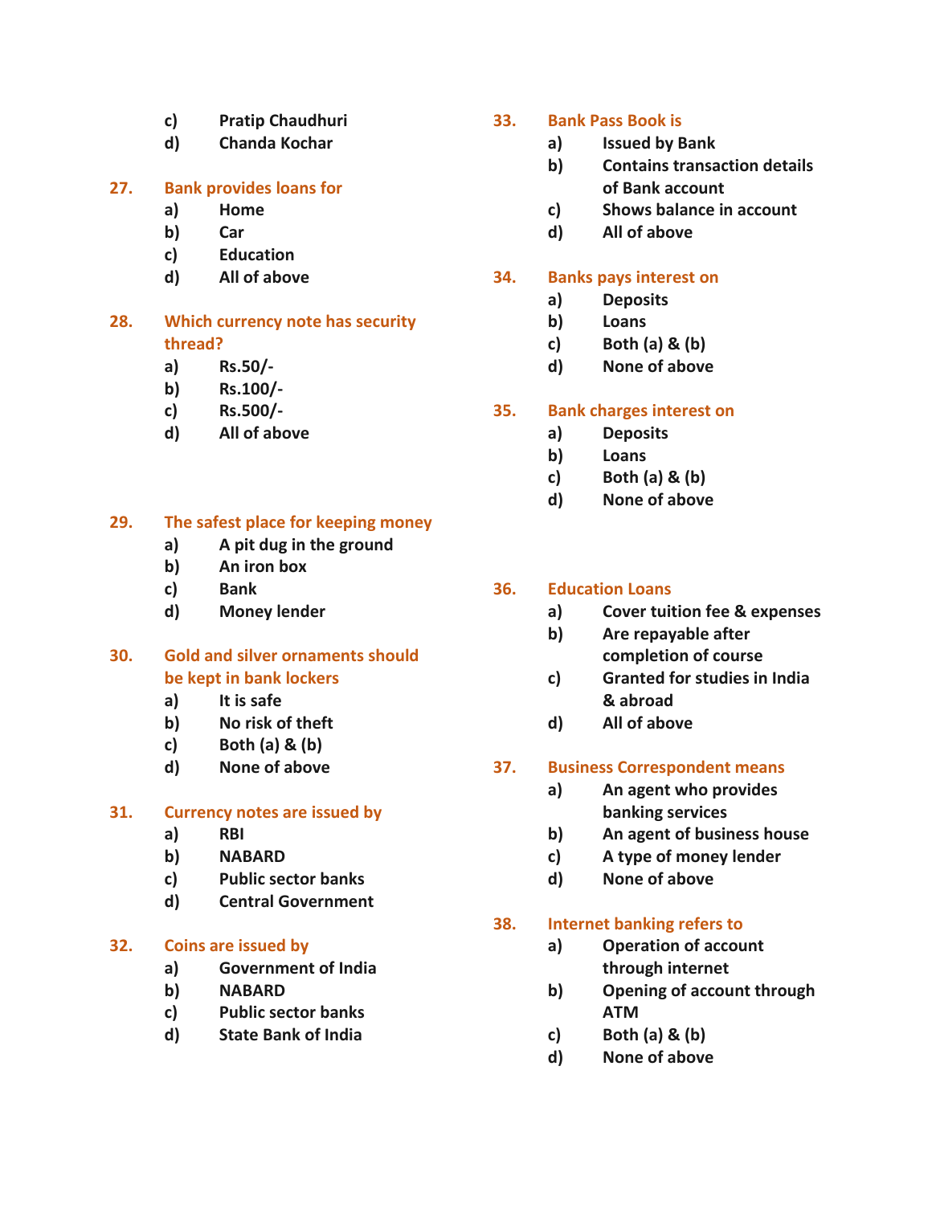c) Pratip Chaudhuri
d) Chanda Kochar

**27. Bank provides loans for**
a) Home
b) Car
c) Education
d) All of above

**28. Which currency note has security thread?**
a) Rs.50/-
b) Rs.100/-
c) Rs.500/-
d) All of above

**29. The safest place for keeping money**
a) A pit dug in the ground
b) An iron box
c) Bank
d) Money lender

**30. Gold and silver ornaments should be kept in bank lockers**
a) It is safe
b) No risk of theft
c) Both (a) & (b)
d) None of above

**31. Currency notes are issued by**
a) RBI
b) NABARD
c) Public sector banks
d) Central Government

**32. Coins are issued by**
a) Government of India
b) NABARD
c) Public sector banks
d) State Bank of India

**33. Bank Pass Book is**
a) Issued by Bank
b) Contains transaction details of Bank account
c) Shows balance in account
d) All of above

**34. Banks pays interest on**
a) Deposits
b) Loans
c) Both (a) & (b)
d) None of above

**35. Bank charges interest on**
a) Deposits
b) Loans
c) Both (a) & (b)
d) None of above

**36. Education Loans**
a) Cover tuition fee & expenses
b) Are repayable after completion of course
c) Granted for studies in India & abroad
d) All of above

**37. Business Correspondent means**
a) An agent who provides banking services
b) An agent of business house
c) A type of money lender
d) None of above

**38. Internet banking refers to**
a) Operation of account through internet
b) Opening of account through ATM
c) Both (a) & (b)
d) None of above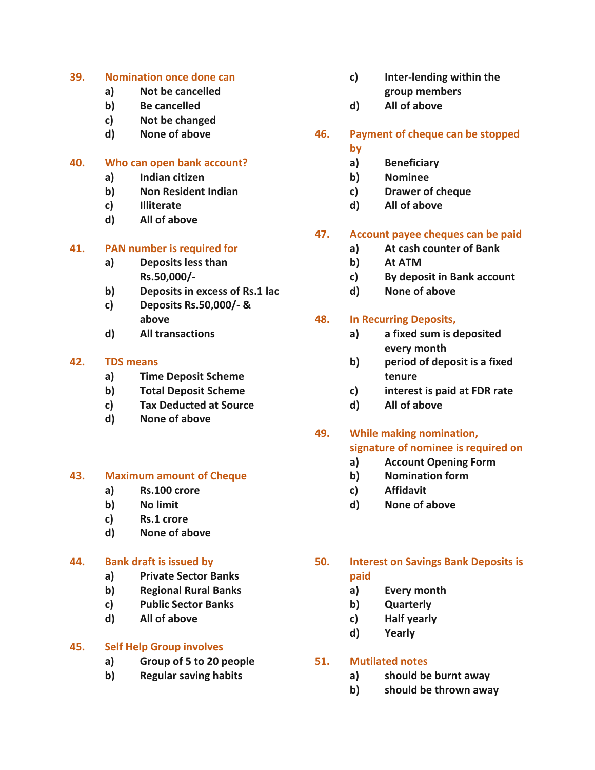**39. Nomination once done can**

a) Not be cancelled
b) Be cancelled
c) Not be changed
d) None of above

**40. Who can open bank account?**

a) Indian citizen
b) Non Resident Indian
c) Illiterate
d) All of above

**41. PAN number is required for**

a) Deposits less than Rs.50,000/-
b) Deposits in excess of Rs.1 lac
c) Deposits Rs.50,000/- & above
d) All transactions

**42. TDS means**

a) Time Deposit Scheme
b) Total Deposit Scheme
c) Tax Deducted at Source
d) None of above

**43. Maximum amount of Cheque**

a) Rs.100 crore
b) No limit
c) Rs.1 crore
d) None of above

**44. Bank draft is issued by**

a) Private Sector Banks
b) Regional Rural Banks
c) Public Sector Banks
d) All of above

**45. Self Help Group involves**

a) Group of 5 to 20 people
b) Regular saving habits
c) Inter-lending within the group members
d) All of above

**46. Payment of cheque can be stopped by**

a) Beneficiary
b) Nominee
c) Drawer of cheque
d) All of above

**47. Account payee cheques can be paid**

a) At cash counter of Bank
b) At ATM
c) By deposit in Bank account
d) None of above

**48. In Recurring Deposits,**

a) a fixed sum is deposited every month
b) period of deposit is a fixed tenure
c) interest is paid at FDR rate
d) All of above

**49. While making nomination, signature of nominee is required on**

a) Account Opening Form
b) Nomination form
c) Affidavit
d) None of above

**50. Interest on Savings Bank Deposits is paid**

a) Every month
b) Quarterly
c) Half yearly
d) Yearly

**51. Mutilated notes**

a) should be burnt away
b) should be thrown away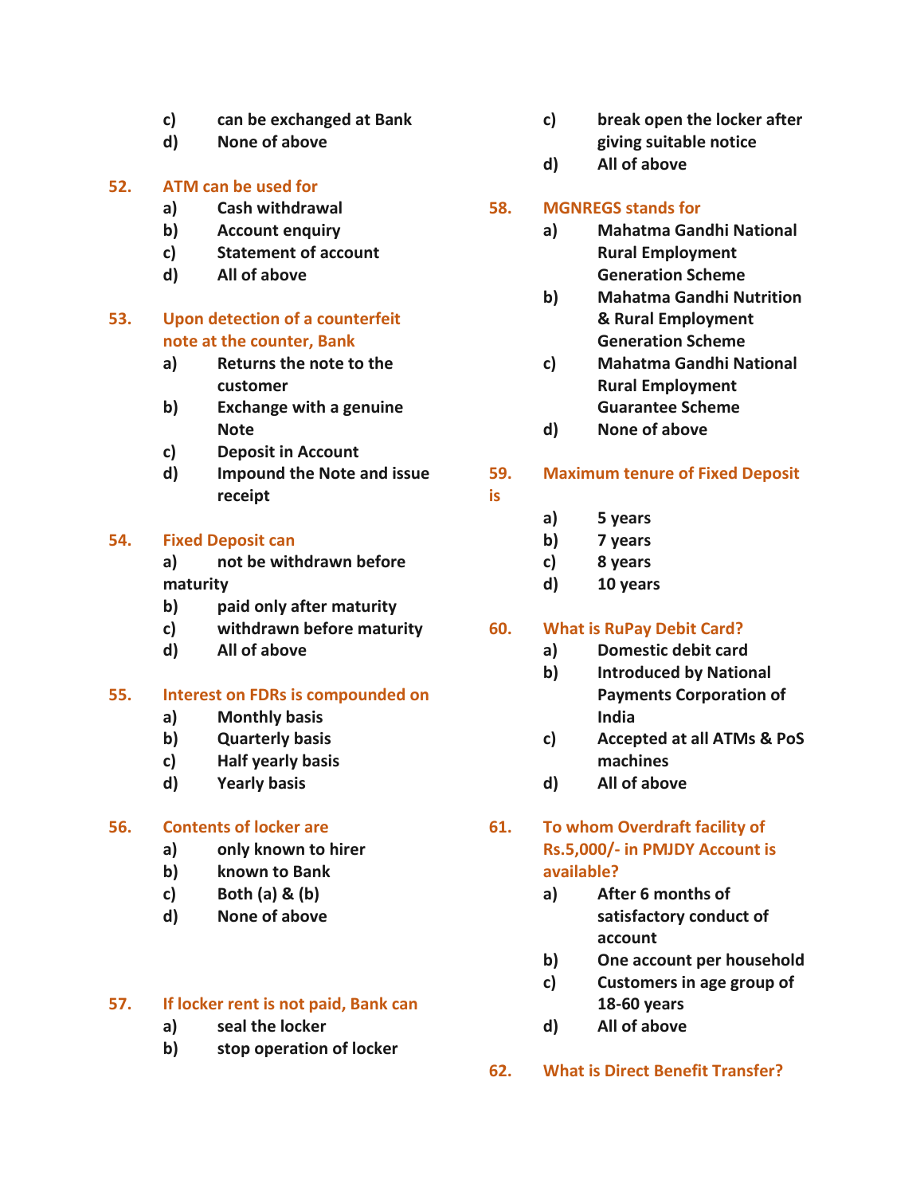c) can be exchanged at Bank
d) None of above

**52. ATM can be used for**
a) Cash withdrawal
b) Account enquiry
c) Statement of account
d) All of above

**53. Upon detection of a counterfeit note at the counter, Bank**
a) Returns the note to the customer
b) Exchange with a genuine Note
c) Deposit in Account
d) Impound the Note and issue receipt

**54. Fixed Deposit can**
a) not be withdrawn before maturity
b) paid only after maturity
c) withdrawn before maturity
d) All of above

**55. Interest on FDRs is compounded on**
a) Monthly basis
b) Quarterly basis
c) Half yearly basis
d) Yearly basis

**56. Contents of locker are**
a) only known to hirer
b) known to Bank
c) Both (a) & (b)
d) None of above

**57. If locker rent is not paid, Bank can**
a) seal the locker
b) stop operation of locker
c) break open the locker after giving suitable notice
d) All of above

**58. MGNREGS stands for**
a) Mahatma Gandhi National Rural Employment Generation Scheme
b) Mahatma Gandhi Nutrition & Rural Employment Generation Scheme
c) Mahatma Gandhi National Rural Employment Guarantee Scheme
d) None of above

**59. Maximum tenure of Fixed Deposit is**
a) 5 years
b) 7 years
c) 8 years
d) 10 years

**60. What is RuPay Debit Card?**
a) Domestic debit card
b) Introduced by National Payments Corporation of India
c) Accepted at all ATMs & PoS machines
d) All of above

**61. To whom Overdraft facility of Rs.5,000/- in PMJDY Account is available?**
a) After 6 months of satisfactory conduct of account
b) One account per household
c) Customers in age group of 18-60 years
d) All of above

**62. What is Direct Benefit Transfer?**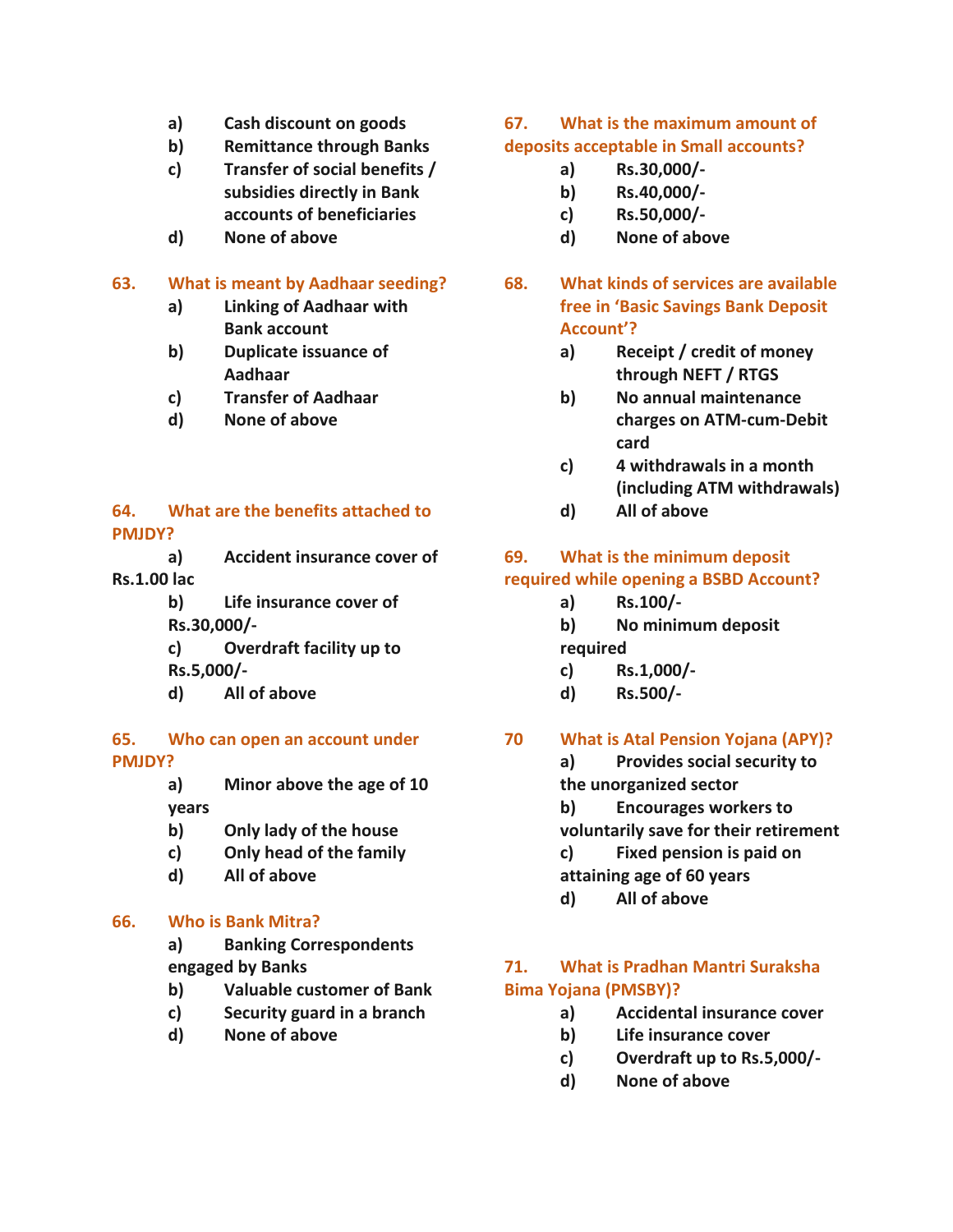a) Cash discount on goods
b) Remittance through Banks
c) Transfer of social benefits / subsidies directly in Bank accounts of beneficiaries
d) None of above

**63. What is meant by Aadhaar seeding?**

a) Linking of Aadhaar with Bank account
b) Duplicate issuance of Aadhaar
c) Transfer of Aadhaar
d) None of above

**64. What are the benefits attached to PMJDY?**

a) Accident insurance cover of Rs.1.00 lac
b) Life insurance cover of Rs.30,000/-
c) Overdraft facility up to Rs.5,000/-
d) All of above

**65. Who can open an account under PMJDY?**

a) Minor above the age of 10 years
b) Only lady of the house
c) Only head of the family
d) All of above

**66. Who is Bank Mitra?**

a) Banking Correspondents engaged by Banks
b) Valuable customer of Bank
c) Security guard in a branch
d) None of above

**67. What is the maximum amount of deposits acceptable in Small accounts?**

a) Rs.30,000/-
b) Rs.40,000/-
c) Rs.50,000/-
d) None of above

**68. What kinds of services are available free in 'Basic Savings Bank Deposit Account'?**

a) Receipt / credit of money through NEFT / RTGS
b) No annual maintenance charges on ATM-cum-Debit card
c) 4 withdrawals in a month (including ATM withdrawals)
d) All of above

**69. What is the minimum deposit required while opening a BSBD Account?**

a) Rs.100/-
b) No minimum deposit required
c) Rs.1,000/-
d) Rs.500/-

**70 What is Atal Pension Yojana (APY)?**

a) Provides social security to the unorganized sector
b) Encourages workers to voluntarily save for their retirement
c) Fixed pension is paid on attaining age of 60 years
d) All of above

**71. What is Pradhan Mantri Suraksha Bima Yojana (PMSBY)?**

a) Accidental insurance cover
b) Life insurance cover
c) Overdraft up to Rs.5,000/-
d) None of above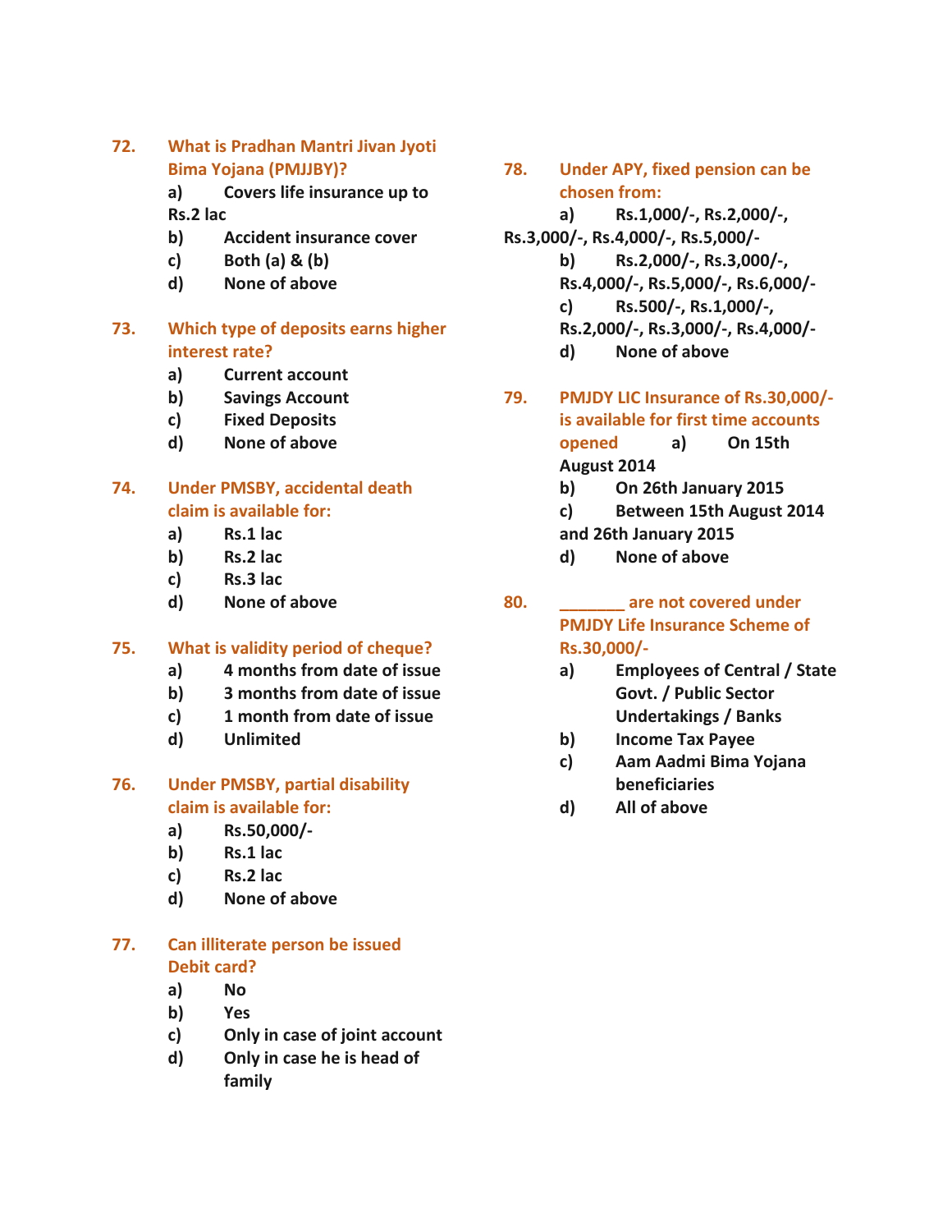**72. What is Pradhan Mantri Jivan Jyoti Bima Yojana (PMJJBY)?**

a) Covers life insurance up to Rs.2 lac
b) Accident insurance cover
c) Both (a) & (b)
d) None of above

**73. Which type of deposits earns higher interest rate?**

a) Current account
b) Savings Account
c) Fixed Deposits
d) None of above

**74. Under PMSBY, accidental death claim is available for:**

a) Rs.1 lac
b) Rs.2 lac
c) Rs.3 lac
d) None of above

**75. What is validity period of cheque?**

a) 4 months from date of issue
b) 3 months from date of issue
c) 1 month from date of issue
d) Unlimited

**76. Under PMSBY, partial disability claim is available for:**

a) Rs.50,000/-
b) Rs.1 lac
c) Rs.2 lac
d) None of above

**77. Can illiterate person be issued Debit card?**

a) No
b) Yes
c) Only in case of joint account
d) Only in case he is head of family

**78. Under APY, fixed pension can be chosen from:**

a) Rs.1,000/-, Rs.2,000/-, Rs.3,000/-, Rs.4,000/-, Rs.5,000/-
b) Rs.2,000/-, Rs.3,000/-, Rs.4,000/-, Rs.5,000/-, Rs.6,000/-
c) Rs.500/-, Rs.1,000/-, Rs.2,000/-, Rs.3,000/-, Rs.4,000/-
d) None of above

**79. PMJDY LIC Insurance of Rs.30,000/- is available for first time accounts opened**

a) On 15th August 2014
b) On 26th January 2015
c) Between 15th August 2014 and 26th January 2015
d) None of above

**80. _______ are not covered under PMJDY Life Insurance Scheme of Rs.30,000/-**

a) Employees of Central / State Govt. / Public Sector Undertakings / Banks
b) Income Tax Payee
c) Aam Aadmi Bima Yojana beneficiaries
d) All of above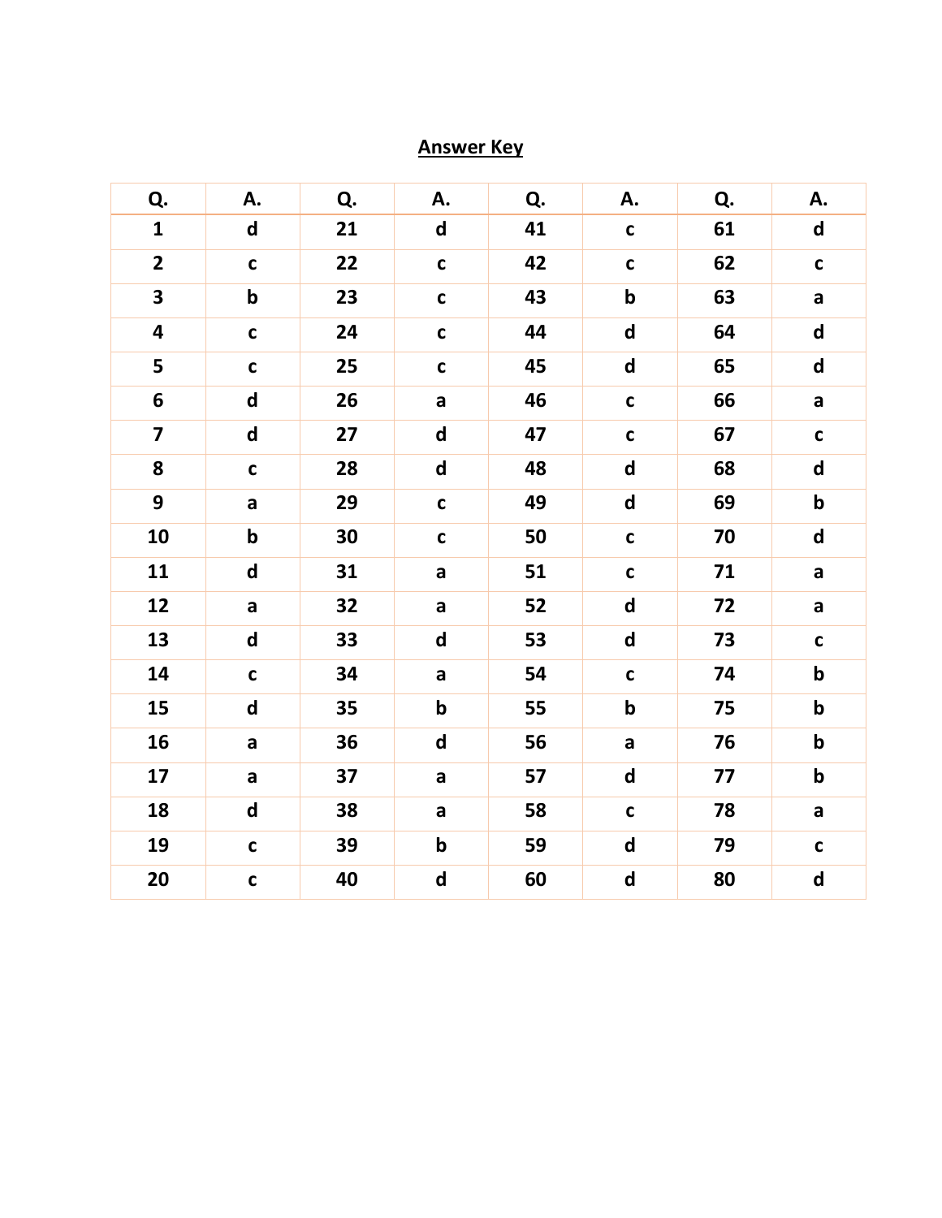## Answer Key

| Q. | A. | Q. | A. | Q. | A. | Q. | A. |
|---|---|---|---|---|---|---|---|
| 1 | d | 21 | d | 41 | c | 61 | d |
| 2 | c | 22 | c | 42 | c | 62 | c |
| 3 | b | 23 | c | 43 | b | 63 | a |
| 4 | c | 24 | c | 44 | d | 64 | d |
| 5 | c | 25 | c | 45 | d | 65 | d |
| 6 | d | 26 | a | 46 | c | 66 | a |
| 7 | d | 27 | d | 47 | c | 67 | c |
| 8 | c | 28 | d | 48 | d | 68 | d |
| 9 | a | 29 | c | 49 | d | 69 | b |
| 10 | b | 30 | c | 50 | c | 70 | d |
| 11 | d | 31 | a | 51 | c | 71 | a |
| 12 | a | 32 | a | 52 | d | 72 | a |
| 13 | d | 33 | d | 53 | d | 73 | c |
| 14 | c | 34 | a | 54 | c | 74 | b |
| 15 | d | 35 | b | 55 | b | 75 | b |
| 16 | a | 36 | d | 56 | a | 76 | b |
| 17 | a | 37 | a | 57 | d | 77 | b |
| 18 | d | 38 | a | 58 | c | 78 | a |
| 19 | c | 39 | b | 59 | d | 79 | c |
| 20 | c | 40 | d | 60 | d | 80 | d |